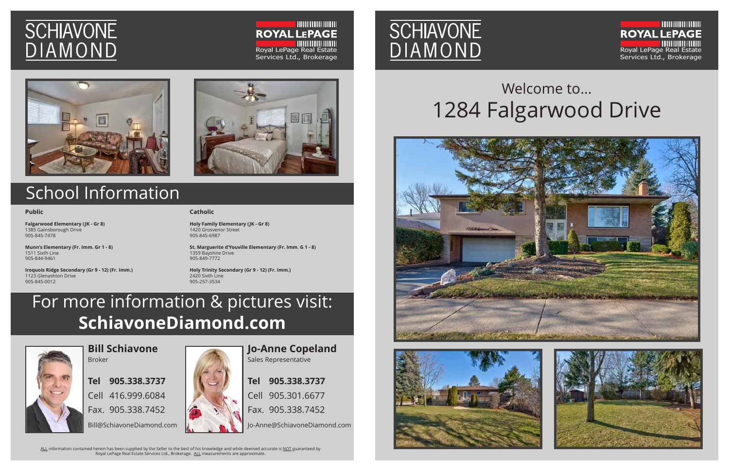# SCHIAVONE DIAMOND

ROYAL LEPAGE
Royal LePage Real Estate Services Ltd., Brokerage

## School Information

**Public**

**Falgarwood Elementary (JK - Gr 8)**
1385 Gainsborough Drive
905-845-7478

**Munn's Elementary (Fr. Imm. Gr 1 - 8)**
1511 Sixth Line
905-844-9461

**Iroquois Ridge Secondary (Gr 9 - 12) (Fr. Imm.)**
1123 Glenashton Drive
905-845-0012

**Catholic**

**Holy Family Elementary (JK - Gr 8)**
1420 Grosvenor Street
905-845-6987

**St. Marguerite d'Youville Elementary (Fr. Imm. G 1 - 8)**
1359 Bayshire Drive
905-849-7772

**Holy Trinity Secondary (Gr 9 - 12) (Fr. Imm.)**
2420 Sixth Line
905-257-3534

## For more information & pictures visit: **SchiavoneDiamond.com**

**Bill Schiavone**
Broker

**Tel 905.338.3737**
Cell 416.999.6084
Fax. 905.338.7452
Bill@SchiavoneDiamond.com

**Jo-Anne Copeland**
Sales Representative

**Tel 905.338.3737**
Cell 905.301.6677
Fax. 905.338.7452
Jo-Anne@SchiavoneDiamond.com

ALL information contained herein has been supplied by the Seller to the best of his knowledge and while deemed accurate is NOT guaranteed by Royal LePage Real Estate Services Ltd., Brokerage. ALL measurements are approximate.

# SCHIAVONE DIAMOND

ROYAL LEPAGE
Royal LePage Real Estate Services Ltd., Brokerage

## Welcome to...
# 1284 Falgarwood Drive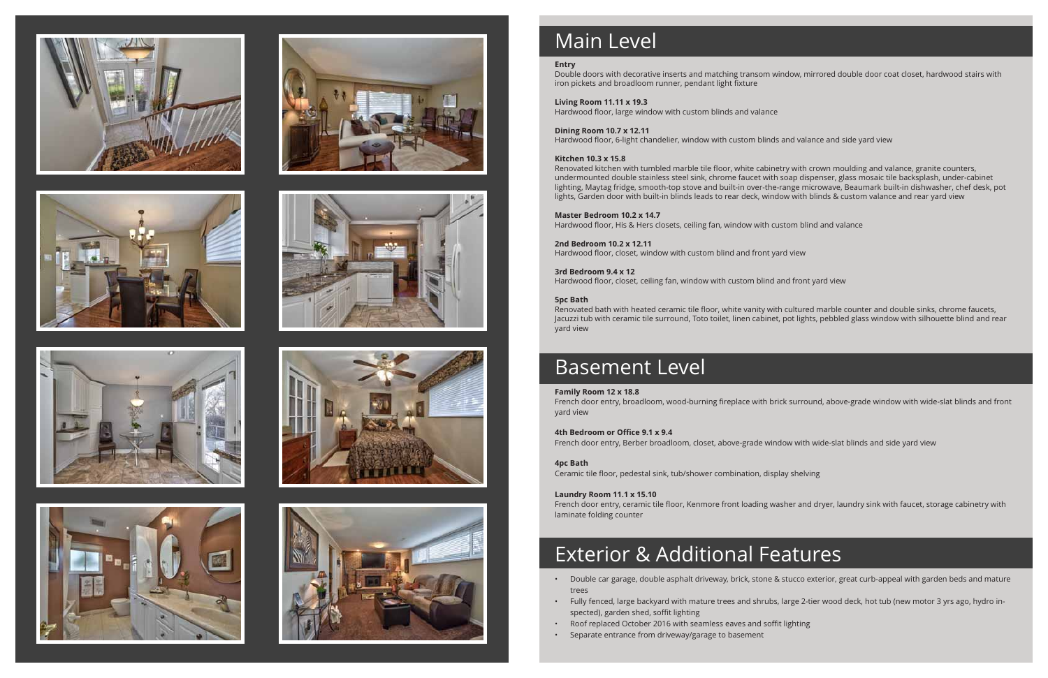# Main Level

**Entry**
Double doors with decorative inserts and matching transom window, mirrored double door coat closet, hardwood stairs with iron pickets and broadloom runner, pendant light fixture

**Living Room 11.11 x 19.3**
Hardwood floor, large window with custom blinds and valance

**Dining Room 10.7 x 12.11**
Hardwood floor, 6-light chandelier, window with custom blinds and valance and side yard view

**Kitchen 10.3 x 15.8**
Renovated kitchen with tumbled marble tile floor, white cabinetry with crown moulding and valance, granite counters, undermounted double stainless steel sink, chrome faucet with soap dispenser, glass mosaic tile backsplash, under-cabinet lighting, Maytag fridge, smooth-top stove and built-in over-the-range microwave, Beaumark built-in dishwasher, chef desk, pot lights, Garden door with built-in blinds leads to rear deck, window with blinds & custom valance and rear yard view

**Master Bedroom 10.2 x 14.7**
Hardwood floor, His & Hers closets, ceiling fan, window with custom blind and valance

**2nd Bedroom 10.2 x 12.11**
Hardwood floor, closet, window with custom blind and front yard view

**3rd Bedroom 9.4 x 12**
Hardwood floor, closet, ceiling fan, window with custom blind and front yard view

**5pc Bath**
Renovated bath with heated ceramic tile floor, white vanity with cultured marble counter and double sinks, chrome faucets, Jacuzzi tub with ceramic tile surround, Toto toilet, linen cabinet, pot lights, pebbled glass window with silhouette blind and rear yard view

# Basement Level

**Family Room 12 x 18.8**
French door entry, broadloom, wood-burning fireplace with brick surround, above-grade window with wide-slat blinds and front yard view

**4th Bedroom or Office 9.1 x 9.4**
French door entry, Berber broadloom, closet, above-grade window with wide-slat blinds and side yard view

**4pc Bath**
Ceramic tile floor, pedestal sink, tub/shower combination, display shelving

**Laundry Room 11.1 x 15.10**
French door entry, ceramic tile floor, Kenmore front loading washer and dryer, laundry sink with faucet, storage cabinetry with laminate folding counter

# Exterior & Additional Features

- Double car garage, double asphalt driveway, brick, stone & stucco exterior, great curb-appeal with garden beds and mature trees
- Fully fenced, large backyard with mature trees and shrubs, large 2-tier wood deck, hot tub (new motor 3 yrs ago, hydro in-spected), garden shed, soffit lighting
- Roof replaced October 2016 with seamless eaves and soffit lighting
- Separate entrance from driveway/garage to basement